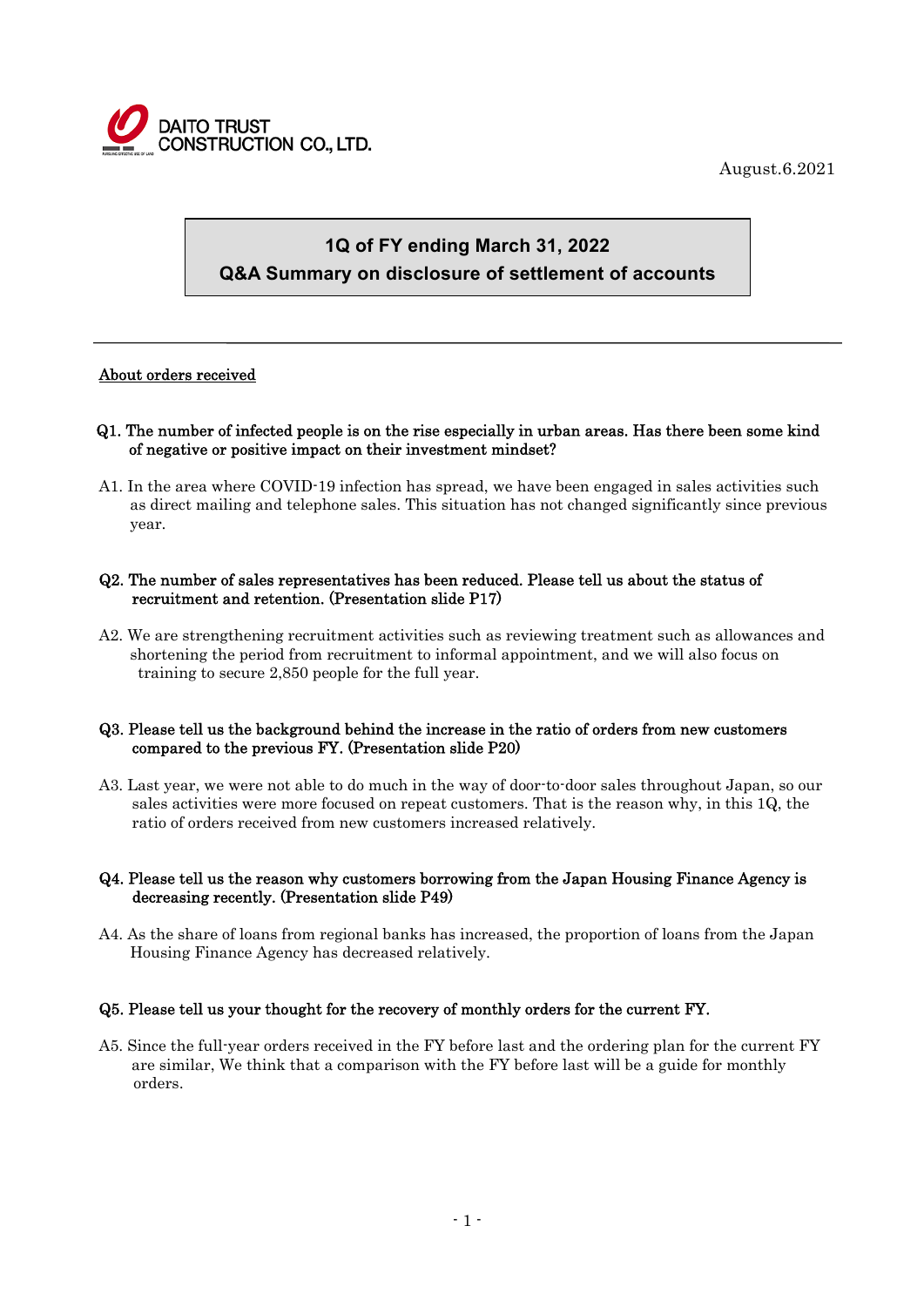DAITO TRUST CONSTRUCTION CO., LTD.

August.6.2021

# 1Q of FY ending March 31, 2022
# Q&A Summary on disclosure of settlement of accounts

---

## About orders received

**Q1. The number of infected people is on the rise especially in urban areas. Has there been some kind of negative or positive impact on their investment mindset?**

A1. In the area where COVID-19 infection has spread, we have been engaged in sales activities such as direct mailing and telephone sales. This situation has not changed significantly since previous year.

**Q2. The number of sales representatives has been reduced. Please tell us about the status of recruitment and retention. (Presentation slide P17)**

A2. We are strengthening recruitment activities such as reviewing treatment such as allowances and shortening the period from recruitment to informal appointment, and we will also focus on training to secure 2,850 people for the full year.

**Q3. Please tell us the background behind the increase in the ratio of orders from new customers compared to the previous FY. (Presentation slide P20)**

A3. Last year, we were not able to do much in the way of door-to-door sales throughout Japan, so our sales activities were more focused on repeat customers. That is the reason why, in this 1Q, the ratio of orders received from new customers increased relatively.

**Q4. Please tell us the reason why customers borrowing from the Japan Housing Finance Agency is decreasing recently. (Presentation slide P49)**

A4. As the share of loans from regional banks has increased, the proportion of loans from the Japan Housing Finance Agency has decreased relatively.

**Q5. Please tell us your thought for the recovery of monthly orders for the current FY.**

A5. Since the full-year orders received in the FY before last and the ordering plan for the current FY are similar, We think that a comparison with the FY before last will be a guide for monthly orders.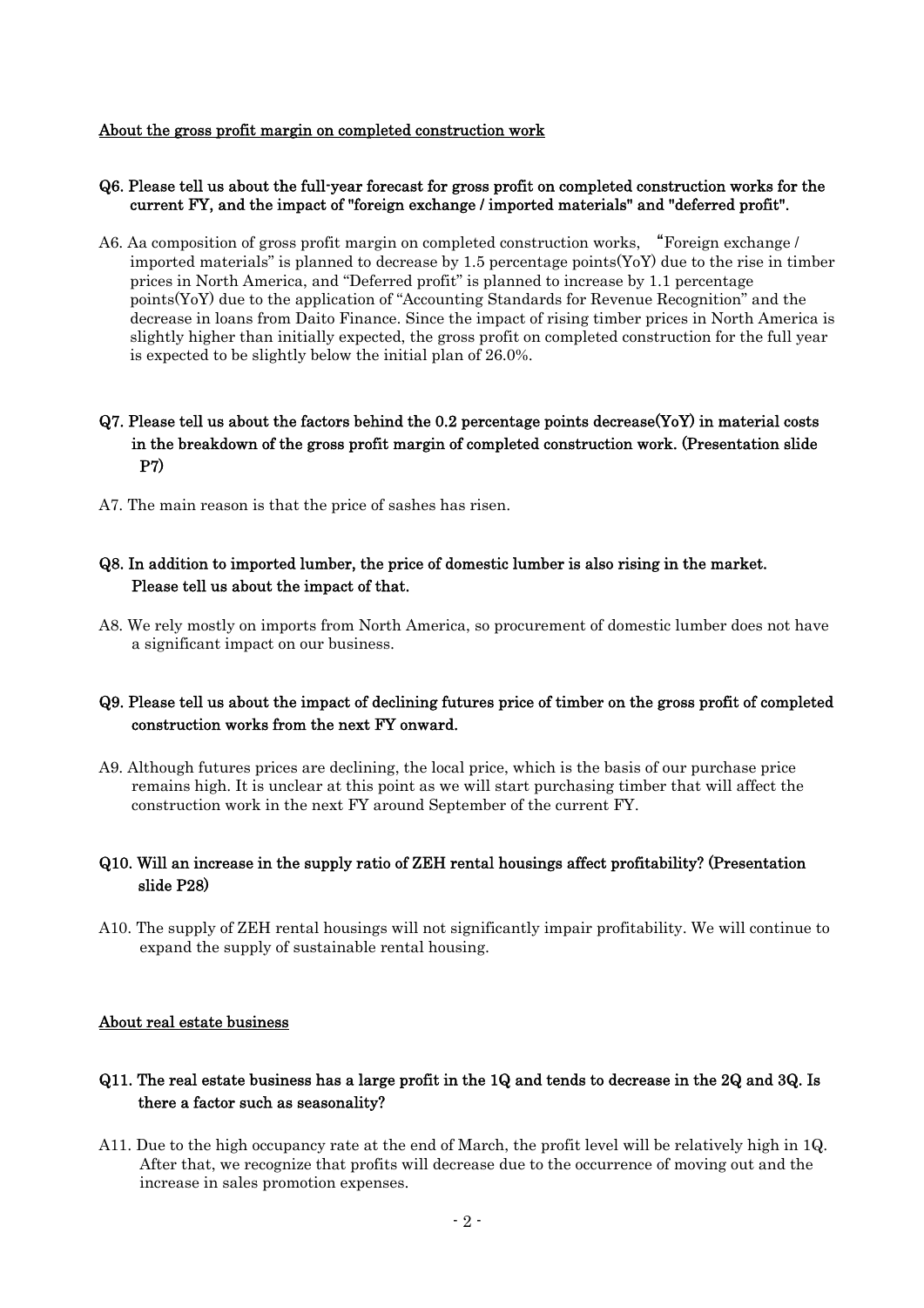About the gross profit margin on completed construction work

**Q6. Please tell us about the full-year forecast for gross profit on completed construction works for the current FY, and the impact of "foreign exchange / imported materials" and "deferred profit".**

A6. Aa composition of gross profit margin on completed construction works, "Foreign exchange / imported materials" is planned to decrease by 1.5 percentage points(YoY) due to the rise in timber prices in North America, and "Deferred profit" is planned to increase by 1.1 percentage points(YoY) due to the application of "Accounting Standards for Revenue Recognition" and the decrease in loans from Daito Finance. Since the impact of rising timber prices in North America is slightly higher than initially expected, the gross profit on completed construction for the full year is expected to be slightly below the initial plan of 26.0%.

**Q7. Please tell us about the factors behind the 0.2 percentage points decrease(YoY) in material costs in the breakdown of the gross profit margin of completed construction work. (Presentation slide P7)**

A7. The main reason is that the price of sashes has risen.

**Q8. In addition to imported lumber, the price of domestic lumber is also rising in the market. Please tell us about the impact of that.**

A8. We rely mostly on imports from North America, so procurement of domestic lumber does not have a significant impact on our business.

**Q9. Please tell us about the impact of declining futures price of timber on the gross profit of completed construction works from the next FY onward.**

A9. Although futures prices are declining, the local price, which is the basis of our purchase price remains high. It is unclear at this point as we will start purchasing timber that will affect the construction work in the next FY around September of the current FY.

**Q10. Will an increase in the supply ratio of ZEH rental housings affect profitability? (Presentation slide P28)**

A10. The supply of ZEH rental housings will not significantly impair profitability. We will continue to expand the supply of sustainable rental housing.

About real estate business

**Q11. The real estate business has a large profit in the 1Q and tends to decrease in the 2Q and 3Q. Is there a factor such as seasonality?**

A11. Due to the high occupancy rate at the end of March, the profit level will be relatively high in 1Q. After that, we recognize that profits will decrease due to the occurrence of moving out and the increase in sales promotion expenses.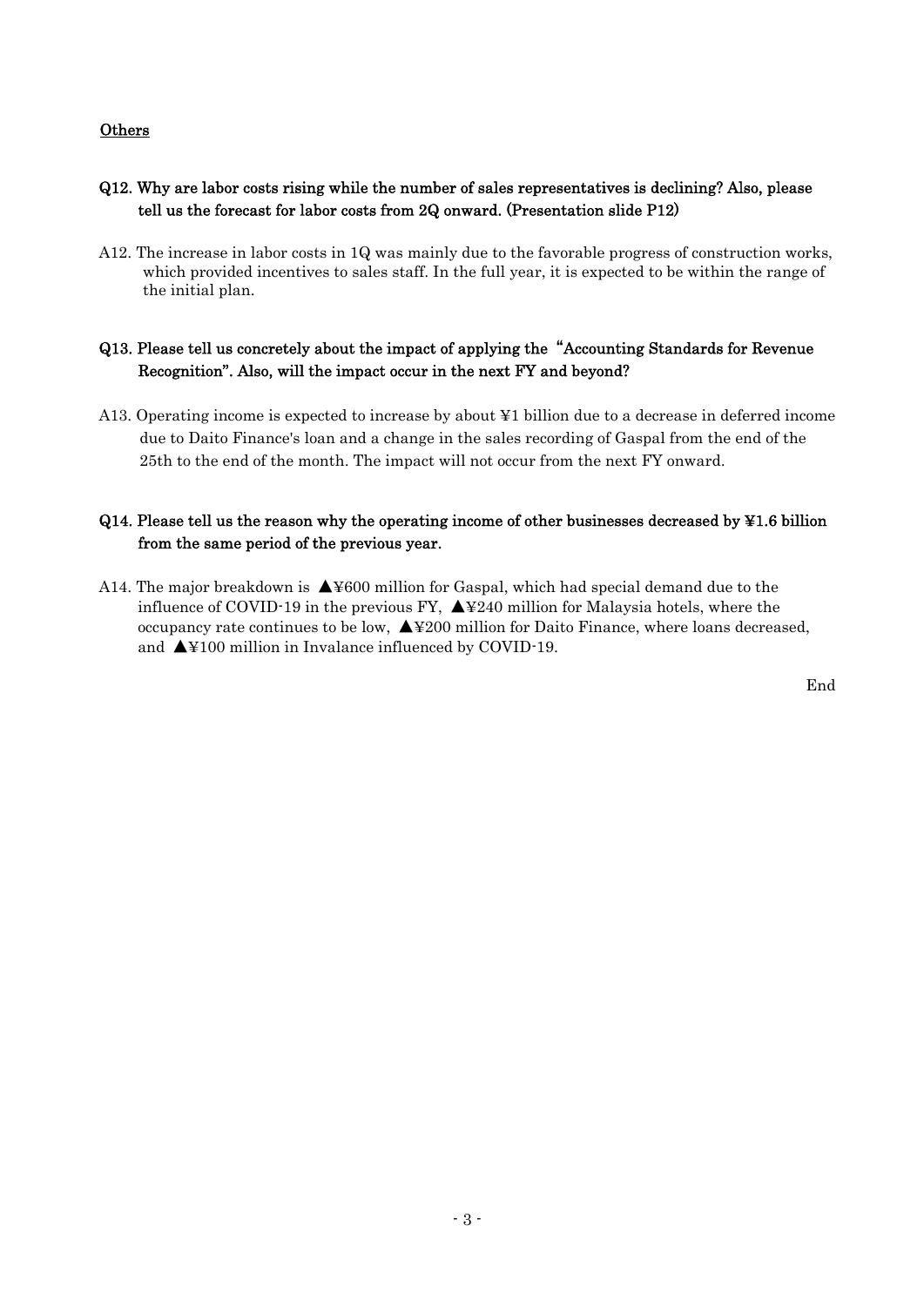Others

**Q12. Why are labor costs rising while the number of sales representatives is declining? Also, please tell us the forecast for labor costs from 2Q onward. (Presentation slide P12)**

A12. The increase in labor costs in 1Q was mainly due to the favorable progress of construction works, which provided incentives to sales staff. In the full year, it is expected to be within the range of the initial plan.

**Q13. Please tell us concretely about the impact of applying the "Accounting Standards for Revenue Recognition". Also, will the impact occur in the next FY and beyond?**

A13. Operating income is expected to increase by about ¥1 billion due to a decrease in deferred income due to Daito Finance's loan and a change in the sales recording of Gaspal from the end of the 25th to the end of the month. The impact will not occur from the next FY onward.

**Q14. Please tell us the reason why the operating income of other businesses decreased by ¥1.6 billion from the same period of the previous year.**

A14. The major breakdown is ▲¥600 million for Gaspal, which had special demand due to the influence of COVID-19 in the previous FY, ▲¥240 million for Malaysia hotels, where the occupancy rate continues to be low, ▲¥200 million for Daito Finance, where loans decreased, and ▲¥100 million in Invalance influenced by COVID-19.

End